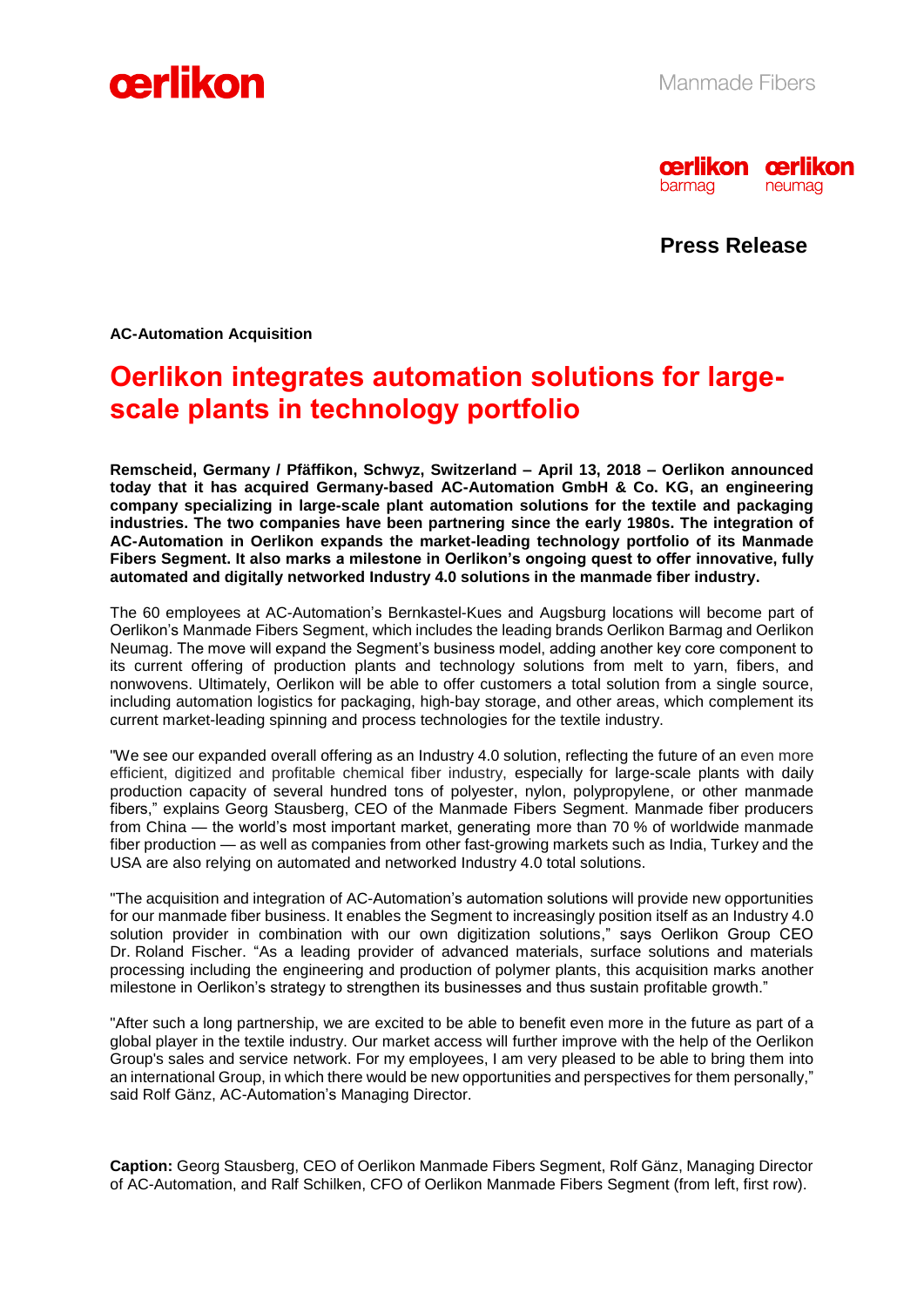**Press Release**

**AC-Automation Acquisition**

# Oerlikon integrates automation solutions for large-scale plants in technology portfolio

**Remscheid, Germany / Pfäffikon, Schwyz, Switzerland – April 13, 2018 – Oerlikon announced today that it has acquired Germany-based AC-Automation GmbH & Co. KG, an engineering company specializing in large-scale plant automation solutions for the textile and packaging industries. The two companies have been partnering since the early 1980s. The integration of AC-Automation in Oerlikon expands the market-leading technology portfolio of its Manmade Fibers Segment. It also marks a milestone in Oerlikon's ongoing quest to offer innovative, fully automated and digitally networked Industry 4.0 solutions in the manmade fiber industry.**

The 60 employees at AC-Automation's Bernkastel-Kues and Augsburg locations will become part of Oerlikon's Manmade Fibers Segment, which includes the leading brands Oerlikon Barmag and Oerlikon Neumag. The move will expand the Segment's business model, adding another key core component to its current offering of production plants and technology solutions from melt to yarn, fibers, and nonwovens. Ultimately, Oerlikon will be able to offer customers a total solution from a single source, including automation logistics for packaging, high-bay storage, and other areas, which complement its current market-leading spinning and process technologies for the textile industry.

"We see our expanded overall offering as an Industry 4.0 solution, reflecting the future of an even more efficient, digitized and profitable chemical fiber industry, especially for large-scale plants with daily production capacity of several hundred tons of polyester, nylon, polypropylene, or other manmade fibers," explains Georg Stausberg, CEO of the Manmade Fibers Segment. Manmade fiber producers from China — the world's most important market, generating more than 70 % of worldwide manmade fiber production — as well as companies from other fast-growing markets such as India, Turkey and the USA are also relying on automated and networked Industry 4.0 total solutions.

"The acquisition and integration of AC-Automation's automation solutions will provide new opportunities for our manmade fiber business. It enables the Segment to increasingly position itself as an Industry 4.0 solution provider in combination with our own digitization solutions," says Oerlikon Group CEO Dr. Roland Fischer. "As a leading provider of advanced materials, surface solutions and materials processing including the engineering and production of polymer plants, this acquisition marks another milestone in Oerlikon's strategy to strengthen its businesses and thus sustain profitable growth."

"After such a long partnership, we are excited to be able to benefit even more in the future as part of a global player in the textile industry. Our market access will further improve with the help of the Oerlikon Group's sales and service network. For my employees, I am very pleased to be able to bring them into an international Group, in which there would be new opportunities and perspectives for them personally," said Rolf Gänz, AC-Automation's Managing Director.

**Caption:** Georg Stausberg, CEO of Oerlikon Manmade Fibers Segment, Rolf Gänz, Managing Director of AC-Automation, and Ralf Schilken, CFO of Oerlikon Manmade Fibers Segment (from left, first row).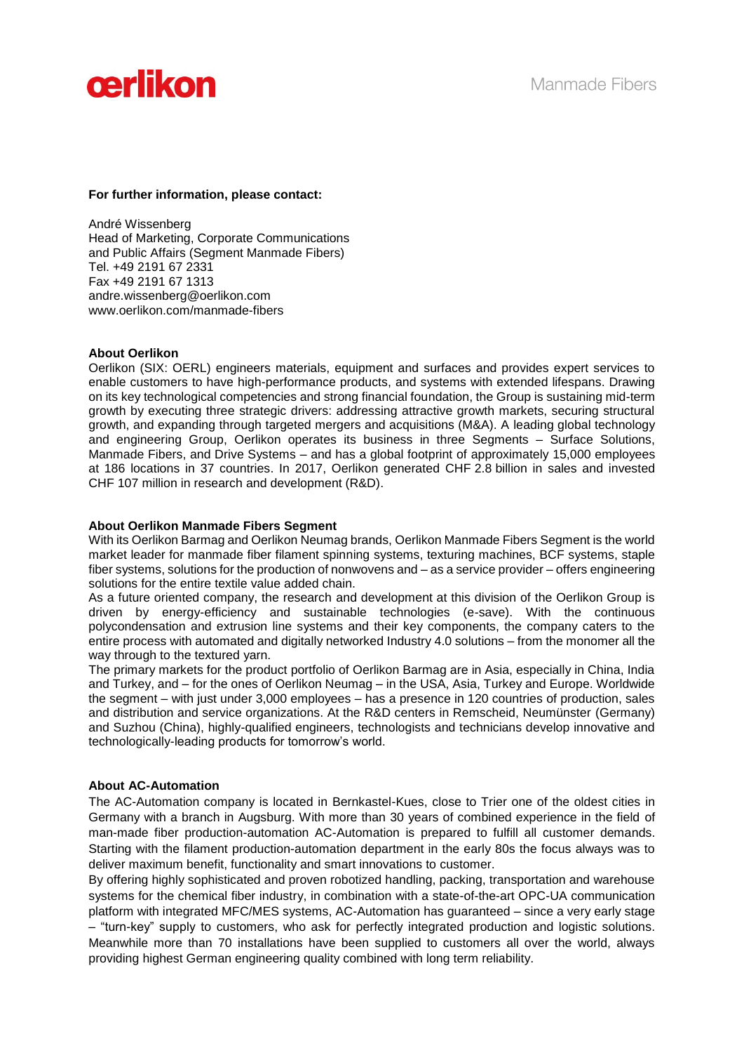**For further information, please contact:**

André Wissenberg
Head of Marketing, Corporate Communications
and Public Affairs (Segment Manmade Fibers)
Tel. +49 2191 67 2331
Fax +49 2191 67 1313
andre.wissenberg@oerlikon.com
www.oerlikon.com/manmade-fibers

**About Oerlikon**

Oerlikon (SIX: OERL) engineers materials, equipment and surfaces and provides expert services to enable customers to have high-performance products, and systems with extended lifespans. Drawing on its key technological competencies and strong financial foundation, the Group is sustaining mid-term growth by executing three strategic drivers: addressing attractive growth markets, securing structural growth, and expanding through targeted mergers and acquisitions (M&A). A leading global technology and engineering Group, Oerlikon operates its business in three Segments – Surface Solutions, Manmade Fibers, and Drive Systems – and has a global footprint of approximately 15,000 employees at 186 locations in 37 countries. In 2017, Oerlikon generated CHF 2.8 billion in sales and invested CHF 107 million in research and development (R&D).

**About Oerlikon Manmade Fibers Segment**

With its Oerlikon Barmag and Oerlikon Neumag brands, Oerlikon Manmade Fibers Segment is the world market leader for manmade fiber filament spinning systems, texturing machines, BCF systems, staple fiber systems, solutions for the production of nonwovens and – as a service provider – offers engineering solutions for the entire textile value added chain.

As a future oriented company, the research and development at this division of the Oerlikon Group is driven by energy-efficiency and sustainable technologies (e-save). With the continuous polycondensation and extrusion line systems and their key components, the company caters to the entire process with automated and digitally networked Industry 4.0 solutions – from the monomer all the way through to the textured yarn.

The primary markets for the product portfolio of Oerlikon Barmag are in Asia, especially in China, India and Turkey, and – for the ones of Oerlikon Neumag – in the USA, Asia, Turkey and Europe. Worldwide the segment – with just under 3,000 employees – has a presence in 120 countries of production, sales and distribution and service organizations. At the R&D centers in Remscheid, Neumünster (Germany) and Suzhou (China), highly-qualified engineers, technologists and technicians develop innovative and technologically-leading products for tomorrow's world.

**About AC-Automation**

The AC-Automation company is located in Bernkastel-Kues, close to Trier one of the oldest cities in Germany with a branch in Augsburg. With more than 30 years of combined experience in the field of man-made fiber production-automation AC-Automation is prepared to fulfill all customer demands. Starting with the filament production-automation department in the early 80s the focus always was to deliver maximum benefit, functionality and smart innovations to customer.

By offering highly sophisticated and proven robotized handling, packing, transportation and warehouse systems for the chemical fiber industry, in combination with a state-of-the-art OPC-UA communication platform with integrated MFC/MES systems, AC-Automation has guaranteed – since a very early stage – "turn-key" supply to customers, who ask for perfectly integrated production and logistic solutions. Meanwhile more than 70 installations have been supplied to customers all over the world, always providing highest German engineering quality combined with long term reliability.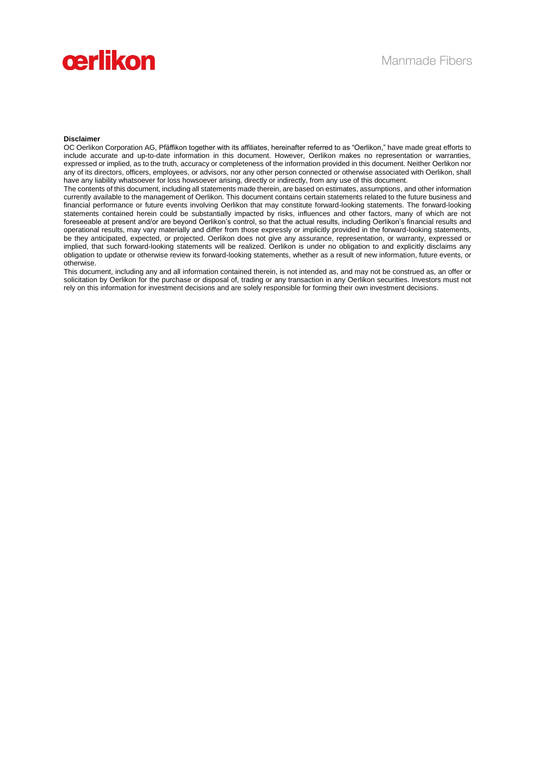**Disclaimer**

OC Oerlikon Corporation AG, Pfäffikon together with its affiliates, hereinafter referred to as "Oerlikon," have made great efforts to include accurate and up-to-date information in this document. However, Oerlikon makes no representation or warranties, expressed or implied, as to the truth, accuracy or completeness of the information provided in this document. Neither Oerlikon nor any of its directors, officers, employees, or advisors, nor any other person connected or otherwise associated with Oerlikon, shall have any liability whatsoever for loss howsoever arising, directly or indirectly, from any use of this document.

The contents of this document, including all statements made therein, are based on estimates, assumptions, and other information currently available to the management of Oerlikon. This document contains certain statements related to the future business and financial performance or future events involving Oerlikon that may constitute forward-looking statements. The forward-looking statements contained herein could be substantially impacted by risks, influences and other factors, many of which are not foreseeable at present and/or are beyond Oerlikon's control, so that the actual results, including Oerlikon's financial results and operational results, may vary materially and differ from those expressly or implicitly provided in the forward-looking statements, be they anticipated, expected, or projected. Oerlikon does not give any assurance, representation, or warranty, expressed or implied, that such forward-looking statements will be realized. Oerlikon is under no obligation to and explicitly disclaims any obligation to update or otherwise review its forward-looking statements, whether as a result of new information, future events, or otherwise.

This document, including any and all information contained therein, is not intended as, and may not be construed as, an offer or solicitation by Oerlikon for the purchase or disposal of, trading or any transaction in any Oerlikon securities. Investors must not rely on this information for investment decisions and are solely responsible for forming their own investment decisions.